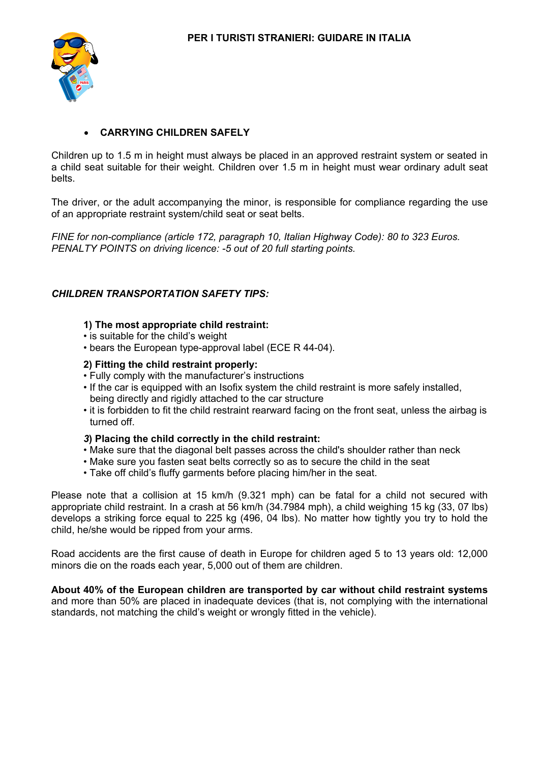# PER I TURISTI STRANIERI: GUIDARE IN ITALIA

- **CARRYING CHILDREN SAFELY**

Children up to 1.5 m in height must always be placed in an approved restraint system or seated in a child seat suitable for their weight. Children over 1.5 m in height must wear ordinary adult seat belts.

The driver, or the adult accompanying the minor, is responsible for compliance regarding the use of an appropriate restraint system/child seat or seat belts.

*FINE for non-compliance (article 172, paragraph 10, Italian Highway Code): 80 to 323 Euros.*
*PENALTY POINTS on driving licence: -5 out of 20 full starting points.*

***CHILDREN TRANSPORTATION SAFETY TIPS:***

**1) The most appropriate child restraint:**
- is suitable for the child's weight
- bears the European type-approval label (ECE R 44-04).

**2) Fitting the child restraint properly:**
- Fully comply with the manufacturer's instructions
- If the car is equipped with an Isofix system the child restraint is more safely installed, being directly and rigidly attached to the car structure
- it is forbidden to fit the child restraint rearward facing on the front seat, unless the airbag is turned off.

***3*) Placing the child correctly in the child restraint:**
- Make sure that the diagonal belt passes across the child's shoulder rather than neck
- Make sure you fasten seat belts correctly so as to secure the child in the seat
- Take off child's fluffy garments before placing him/her in the seat.

Please note that a collision at 15 km/h (9.321 mph) can be fatal for a child not secured with appropriate child restraint. In a crash at 56 km/h (34.7984 mph), a child weighing 15 kg (33, 07 lbs) develops a striking force equal to 225 kg (496, 04 lbs). No matter how tightly you try to hold the child, he/she would be ripped from your arms.

Road accidents are the first cause of death in Europe for children aged 5 to 13 years old: 12,000 minors die on the roads each year, 5,000 out of them are children.

**About 40% of the European children are transported by car without child restraint systems** and more than 50% are placed in inadequate devices (that is, not complying with the international standards, not matching the child's weight or wrongly fitted in the vehicle).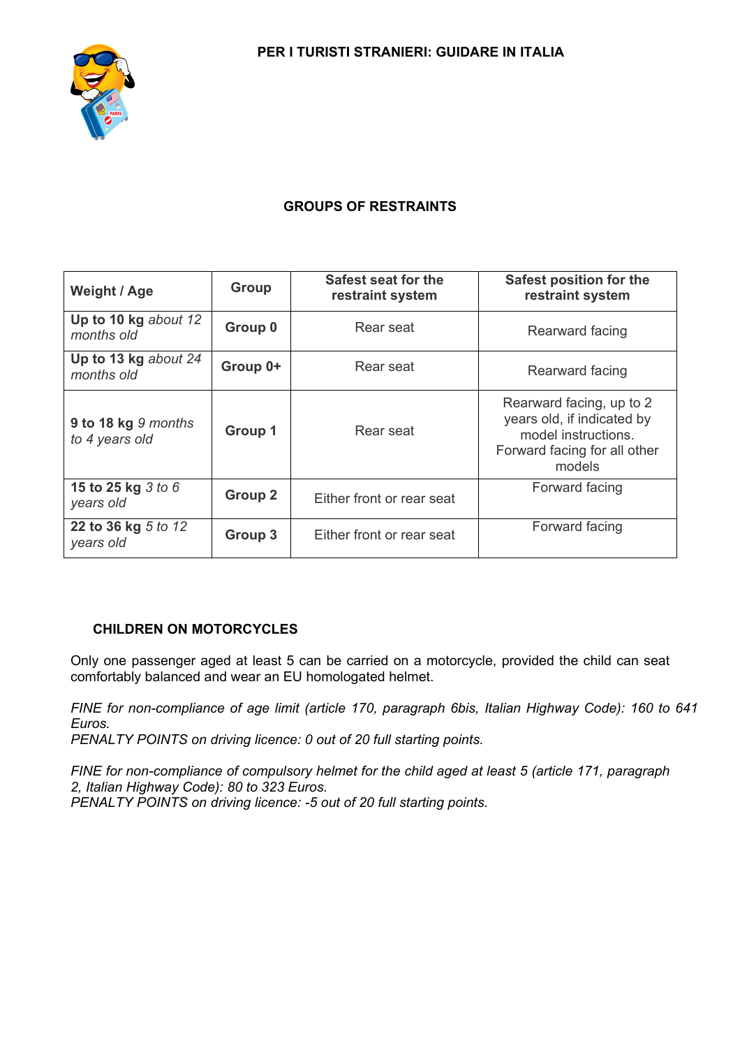## GROUPS OF RESTRAINTS

| Weight / Age | Group | Safest seat for the restraint system | Safest position for the restraint system |
|---|---|---|---|
| **Up to 10 kg** *about 12 months old* | **Group 0** | Rear seat | Rearward facing |
| **Up to 13 kg** *about 24 months old* | **Group 0+** | Rear seat | Rearward facing |
| **9 to 18 kg** *9 months to 4 years old* | **Group 1** | Rear seat | Rearward facing, up to 2 years old, if indicated by model instructions. Forward facing for all other models |
| **15 to 25 kg** *3 to 6 years old* | **Group 2** | Either front or rear seat | Forward facing |
| **22 to 36 kg** *5 to 12 years old* | **Group 3** | Either front or rear seat | Forward facing |

### CHILDREN ON MOTORCYCLES

Only one passenger aged at least 5 can be carried on a motorcycle, provided the child can seat comfortably balanced and wear an EU homologated helmet.

*FINE for non-compliance of age limit (article 170, paragraph 6bis, Italian Highway Code): 160 to 641 Euros.*
*PENALTY POINTS on driving licence: 0 out of 20 full starting points.*

*FINE for non-compliance of compulsory helmet for the child aged at least 5 (article 171, paragraph 2, Italian Highway Code): 80 to 323 Euros.*
*PENALTY POINTS on driving licence: -5 out of 20 full starting points.*